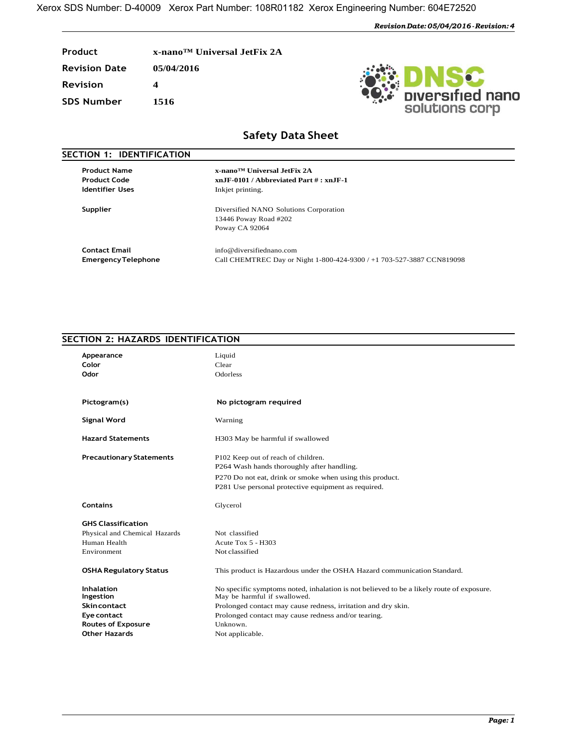Xerox SDS Number: D-40009 Xerox Part Number: 108R01182 Xerox Engineering Number: 604E72520

*Revision Date: 05/04/2016 - Revision: 4*

| | |
|---|---|
| **Product** | **x-nano™ Universal JetFix 2A** |
| **Revision Date** | **05/04/2016** |
| **Revision** | **4** |
| **SDS Number** | **1516** |

# Safety Data Sheet

## SECTION 1: IDENTIFICATION

| | |
|---|---|
| **Product Name** | **x-nano™ Universal JetFix 2A** |
| **Product Code** | **xnJF-0101 / Abbreviated Part # : xnJF-1** |
| **Identifier Uses** | Inkjet printing. |
| **Supplier** | Diversified NANO Solutions Corporation<br>13446 Poway Road #202<br>Poway CA 92064 |
| **Contact Email** | info@diversifiednano.com |
| **Emergency Telephone** | Call CHEMTREC Day or Night 1-800-424-9300 / +1 703-527-3887 CCN819098 |

## SECTION 2: HAZARDS IDENTIFICATION

| | |
|---|---|
| **Appearance** | Liquid |
| **Color** | Clear |
| **Odor** | Odorless |
| **Pictogram(s)** | **No pictogram required** |
| **Signal Word** | Warning |
| **Hazard Statements** | H303 May be harmful if swallowed |
| **Precautionary Statements** | P102 Keep out of reach of children.<br>P264 Wash hands thoroughly after handling.<br>P270 Do not eat, drink or smoke when using this product.<br>P281 Use personal protective equipment as required. |
| **Contains** | Glycerol |

**GHS Classification**

| | |
|---|---|
| Physical and Chemical Hazards | Not classified |
| Human Health | Acute Tox 5 - H303 |
| Environment | Not classified |

| | |
|---|---|
| **OSHA Regulatory Status** | This product is Hazardous under the OSHA Hazard communication Standard. |
| **Inhalation** | No specific symptoms noted, inhalation is not believed to be a likely route of exposure. |
| **Ingestion** | May be harmful if swallowed. |
| **Skin contact** | Prolonged contact may cause redness, irritation and dry skin. |
| **Eye contact** | Prolonged contact may cause redness and/or tearing. |
| **Routes of Exposure** | Unknown. |
| **Other Hazards** | Not applicable. |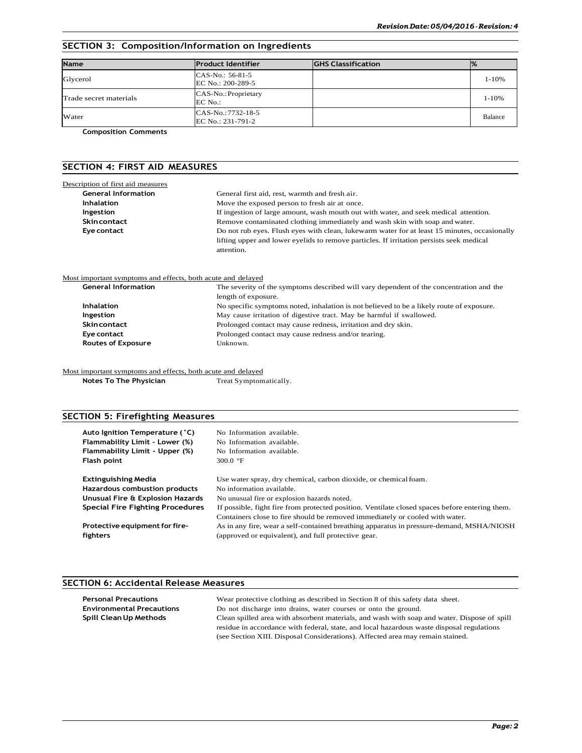## SECTION 3: Composition/Information on Ingredients

| Name | Product Identifier | GHS Classification | % |
|---|---|---|---|
| Glycerol | CAS-No.: 56-81-5<br>EC No.: 200-289-5 | | 1-10% |
| Trade secret materials | CAS-No.:Proprietary<br>EC No.: | | 1-10% |
| Water | CAS-No.:7732-18-5<br>EC No.: 231-791-2 | | Balance |

**Composition Comments**

## SECTION 4: FIRST AID MEASURES

Description of first aid measures

**General Information** General first aid, rest, warmth and fresh air.

**Inhalation** Move the exposed person to fresh air at once.

**Ingestion** If ingestion of large amount, wash mouth out with water, and seek medical attention.

**Skin contact** Remove contaminated clothing immediately and wash skin with soap and water.

**Eye contact** Do not rub eyes. Flush eyes with clean, lukewarm water for at least 15 minutes, occasionally lifting upper and lower eyelids to remove particles. If irritation persists seek medical attention.

Most important symptoms and effects, both acute and delayed

**General Information** The severity of the symptoms described will vary dependent of the concentration and the length of exposure.

**Inhalation** No specific symptoms noted, inhalation is not believed to be a likely route of exposure.

**Ingestion** May cause irritation of digestive tract. May be harmful if swallowed.

**Skin contact** Prolonged contact may cause redness, irritation and dry skin.

**Eye contact** Prolonged contact may cause redness and/or tearing.

**Routes of Exposure** Unknown.

Most important symptoms and effects, both acute and delayed

**Notes To The Physician** Treat Symptomatically.

## SECTION 5: Firefighting Measures

**Auto Ignition Temperature (˚C)** No Information available.

**Flammability Limit - Lower (%)** No Information available.

**Flammability Limit - Upper (%)** No Information available.

**Flash point** 300.0 °F

**Extinguishing Media** Use water spray, dry chemical, carbon dioxide, or chemical foam.

**Hazardous combustion products** No information available.

**Unusual Fire & Explosion Hazards** No unusual fire or explosion hazards noted.

**Special Fire Fighting Procedures** If possible, fight fire from protected position. Ventilate closed spaces before entering them. Containers close to fire should be removed immediately or cooled with water.

**Protective equipment for fire-fighters** As in any fire, wear a self-contained breathing apparatus in pressure-demand, MSHA/NIOSH (approved or equivalent), and full protective gear.

## SECTION 6: Accidental Release Measures

**Personal Precautions** Wear protective clothing as described in Section 8 of this safety data sheet.

**Environmental Precautions** Do not discharge into drains, water courses or onto the ground.

**Spill Clean Up Methods** Clean spilled area with absorbent materials, and wash with soap and water. Dispose of spill residue in accordance with federal, state, and local hazardous waste disposal regulations (see Section XIII. Disposal Considerations). Affected area may remain stained.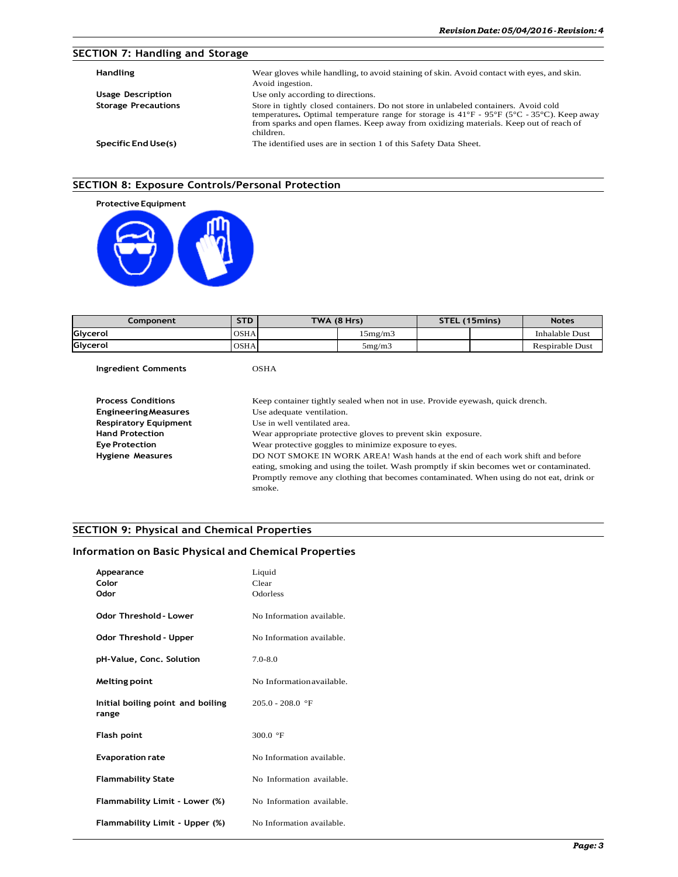## SECTION 7: Handling and Storage

| | |
|---|---|
| **Handling** | Wear gloves while handling, to avoid staining of skin. Avoid contact with eyes, and skin. Avoid ingestion. |
| **Usage Description** | Use only according to directions. |
| **Storage Precautions** | Store in tightly closed containers. Do not store in unlabeled containers. Avoid cold temperatures**.** Optimal temperature range for storage is 41°F - 95°F (5°C - 35°C). Keep away from sparks and open flames. Keep away from oxidizing materials. Keep out of reach of children. |
| **Specific End Use(s)** | The identified uses are in section 1 of this Safety Data Sheet. |

## SECTION 8: Exposure Controls/Personal Protection

**Protective Equipment**

| Component | STD | TWA (8 Hrs) | | STEL (15mins) | | Notes |
|---|---|---|---|---|---|---|
| Glycerol | OSHA | | 15mg/m3 | | | Inhalable Dust |
| Glycerol | OSHA | | 5mg/m3 | | | Respirable Dust |

| | |
|---|---|
| **Ingredient Comments** | OSHA |
| **Process Conditions** | Keep container tightly sealed when not in use. Provide eyewash, quick drench. |
| **Engineering Measures** | Use adequate ventilation. |
| **Respiratory Equipment** | Use in well ventilated area. |
| **Hand Protection** | Wear appropriate protective gloves to prevent skin exposure. |
| **Eye Protection** | Wear protective goggles to minimize exposure to eyes. |
| **Hygiene Measures** | DO NOT SMOKE IN WORK AREA! Wash hands at the end of each work shift and before eating, smoking and using the toilet. Wash promptly if skin becomes wet or contaminated. Promptly remove any clothing that becomes contaminated. When using do not eat, drink or smoke. |

## SECTION 9: Physical and Chemical Properties

### Information on Basic Physical and Chemical Properties

| | |
|---|---|
| **Appearance** | Liquid |
| **Color** | Clear |
| **Odor** | Odorless |
| **Odor Threshold - Lower** | No Information available. |
| **Odor Threshold - Upper** | No Information available. |
| **pH-Value, Conc. Solution** | 7.0-8.0 |
| **Melting point** | No Information available. |
| **Initial boiling point and boiling range** | 205.0 - 208.0 °F |
| **Flash point** | 300.0 °F |
| **Evaporation rate** | No Information available. |
| **Flammability State** | No Information available. |
| **Flammability Limit - Lower (%)** | No Information available. |
| **Flammability Limit - Upper (%)** | No Information available. |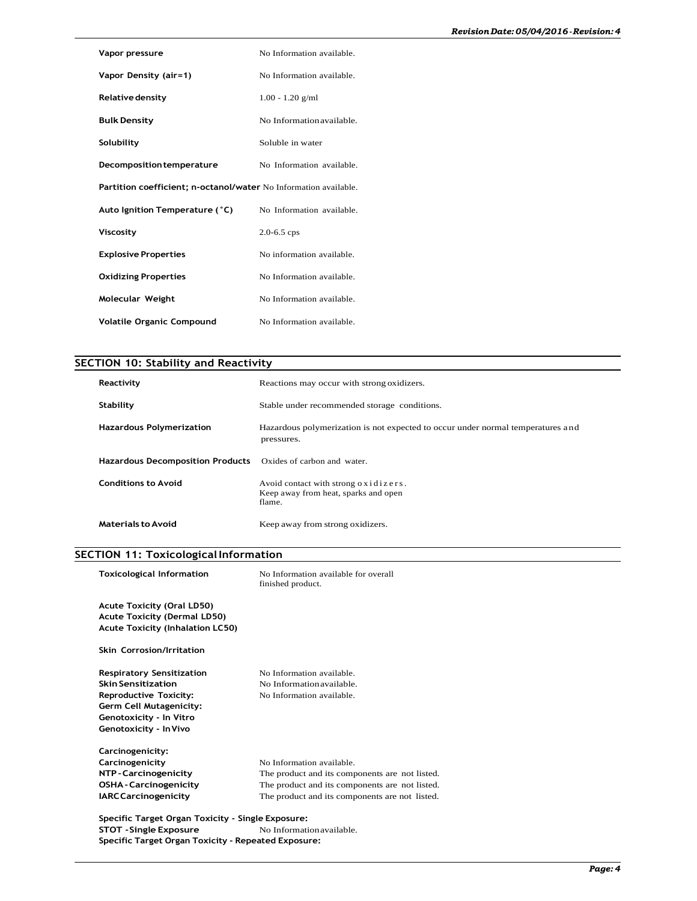| | |
|---|---|
| **Vapor pressure** | No Information available. |
| **Vapor Density (air=1)** | No Information available. |
| **Relative density** | 1.00 - 1.20 g/ml |
| **Bulk Density** | No Information available. |
| **Solubility** | Soluble in water |
| **Decomposition temperature** | No Information available. |
| **Partition coefficient; n-octanol/water** | No Information available. |
| **Auto Ignition Temperature (˚C)** | No Information available. |
| **Viscosity** | 2.0-6.5 cps |
| **Explosive Properties** | No information available. |
| **Oxidizing Properties** | No Information available. |
| **Molecular Weight** | No Information available. |
| **Volatile Organic Compound** | No Information available. |

## SECTION 10: Stability and Reactivity

| | |
|---|---|
| **Reactivity** | Reactions may occur with strong oxidizers. |
| **Stability** | Stable under recommended storage conditions. |
| **Hazardous Polymerization** | Hazardous polymerization is not expected to occur under normal temperatures and pressures. |
| **Hazardous Decomposition Products** | Oxides of carbon and water. |
| **Conditions to Avoid** | Avoid contact with strong oxidizers. Keep away from heat, sparks and open flame. |
| **Materials to Avoid** | Keep away from strong oxidizers. |

## SECTION 11: Toxicological Information

| | |
|---|---|
| **Toxicological Information** | No Information available for overall finished product. |

**Acute Toxicity (Oral LD50)**
**Acute Toxicity (Dermal LD50)**
**Acute Toxicity (Inhalation LC50)**

**Skin Corrosion/Irritation**

| | |
|---|---|
| **Respiratory Sensitization** | No Information available. |
| **Skin Sensitization** | No Information available. |
| **Reproductive Toxicity:** | No Information available. |
| **Germ Cell Mutagenicity:** | |
| **Genotoxicity - In Vitro** | |
| **Genotoxicity - In Vivo** | |

**Carcinogenicity:**

| | |
|---|---|
| **Carcinogenicity** | No Information available. |
| **NTP - Carcinogenicity** | The product and its components are not listed. |
| **OSHA - Carcinogenicity** | The product and its components are not listed. |
| **IARC Carcinogenicity** | The product and its components are not listed. |

**Specific Target Organ Toxicity - Single Exposure:**

| | |
|---|---|
| **STOT - Single Exposure** | No Information available. |

**Specific Target Organ Toxicity - Repeated Exposure:**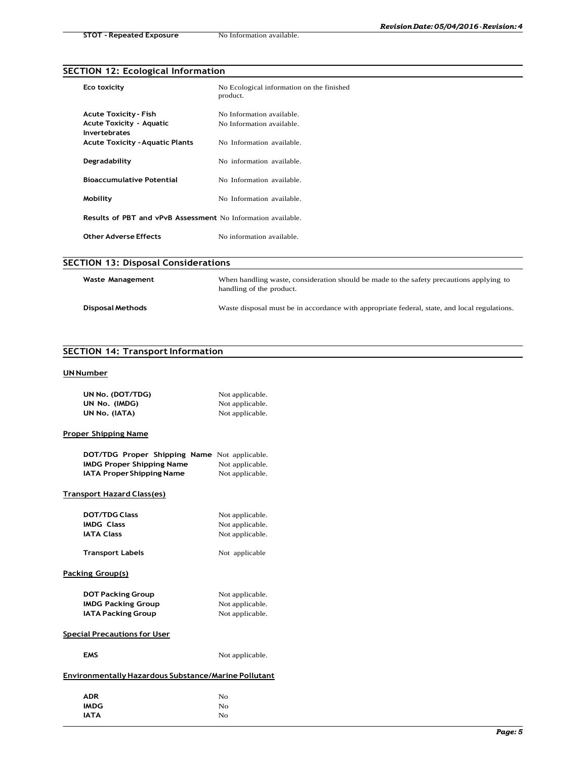| | |
|---|---|
| **STOT - Repeated Exposure** | No Information available. |

## SECTION 12: Ecological Information

| | |
|---|---|
| **Eco toxicity** | No Ecological information on the finished product. |
| **Acute Toxicity - Fish** | No Information available. |
| **Acute Toxicity - Aquatic Invertebrates** | No Information available. |
| **Acute Toxicity - Aquatic Plants** | No Information available. |
| **Degradability** | No information available. |
| **Bioaccumulative Potential** | No Information available. |
| **Mobility** | No Information available. |
| **Results of PBT and vPvB Assessment** | No Information available. |
| **Other Adverse Effects** | No information available. |

## SECTION 13: Disposal Considerations

| | |
|---|---|
| **Waste Management** | When handling waste, consideration should be made to the safety precautions applying to handling of the product. |
| **Disposal Methods** | Waste disposal must be in accordance with appropriate federal, state, and local regulations. |

## SECTION 14: Transport Information

### UN Number

| | |
|---|---|
| **UN No. (DOT/TDG)** | Not applicable. |
| **UN No. (IMDG)** | Not applicable. |
| **UN No. (IATA)** | Not applicable. |

### Proper Shipping Name

| | |
|---|---|
| **DOT/TDG Proper Shipping Name** | Not applicable. |
| **IMDG Proper Shipping Name** | Not applicable. |
| **IATA Proper Shipping Name** | Not applicable. |

### Transport Hazard Class(es)

| | |
|---|---|
| **DOT/TDG Class** | Not applicable. |
| **IMDG Class** | Not applicable. |
| **IATA Class** | Not applicable. |
| **Transport Labels** | Not applicable |

### Packing Group(s)

| | |
|---|---|
| **DOT Packing Group** | Not applicable. |
| **IMDG Packing Group** | Not applicable. |
| **IATA Packing Group** | Not applicable. |

### Special Precautions for User

| | |
|---|---|
| **EMS** | Not applicable. |

### Environmentally Hazardous Substance/Marine Pollutant

| | |
|---|---|
| **ADR** | No |
| **IMDG** | No |
| **IATA** | No |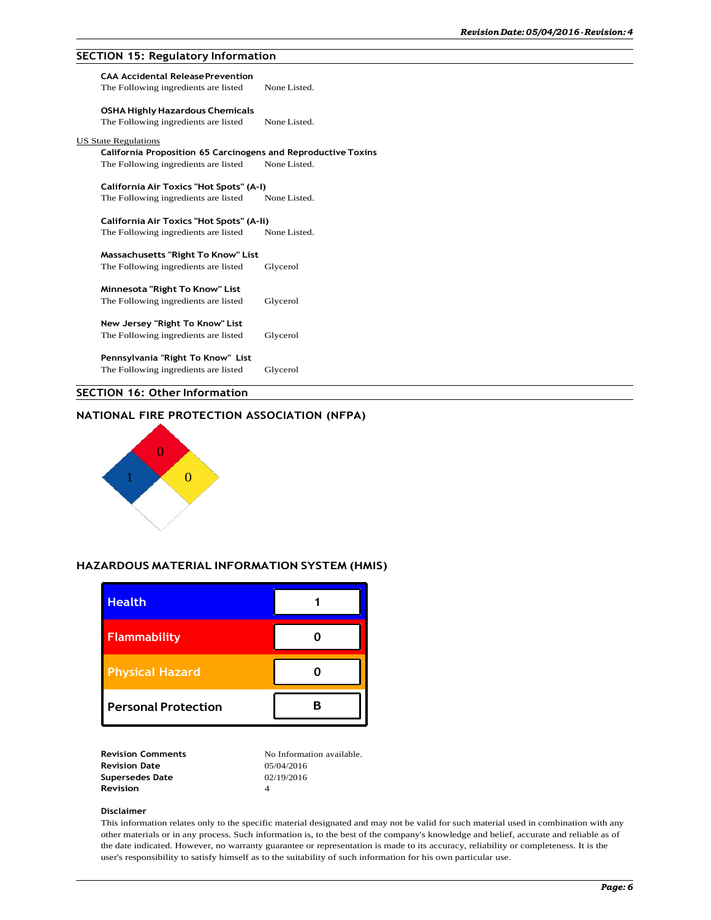## SECTION 15: Regulatory Information

**CAA Accidental Release Prevention**
The Following ingredients are listed None Listed.

**OSHA Highly Hazardous Chemicals**
The Following ingredients are listed None Listed.

US State Regulations

**California Proposition 65 Carcinogens and Reproductive Toxins**
The Following ingredients are listed None Listed.

**California Air Toxics "Hot Spots" (A-I)**
The Following ingredients are listed None Listed.

**California Air Toxics "Hot Spots" (A-Ii)**
The Following ingredients are listed None Listed.

**Massachusetts "Right To Know" List**
The Following ingredients are listed Glycerol

**Minnesota "Right To Know" List**
The Following ingredients are listed Glycerol

**New Jersey "Right To Know" List**
The Following ingredients are listed Glycerol

**Pennsylvania "Right To Know" List**
The Following ingredients are listed Glycerol

## SECTION 16: Other Information

### NATIONAL FIRE PROTECTION ASSOCIATION (NFPA)

0
1
0

### HAZARDOUS MATERIAL INFORMATION SYSTEM (HMIS)

| | |
|---|---|
| Health | 1 |
| Flammability | 0 |
| Physical Hazard | 0 |
| Personal Protection | B |

**Revision Comments** No Information available.
**Revision Date** 05/04/2016
**Supersedes Date** 02/19/2016
**Revision** 4

**Disclaimer**

This information relates only to the specific material designated and may not be valid for such material used in combination with any other materials or in any process. Such information is, to the best of the company's knowledge and belief, accurate and reliable as of the date indicated. However, no warranty guarantee or representation is made to its accuracy, reliability or completeness. It is the user's responsibility to satisfy himself as to the suitability of such information for his own particular use.